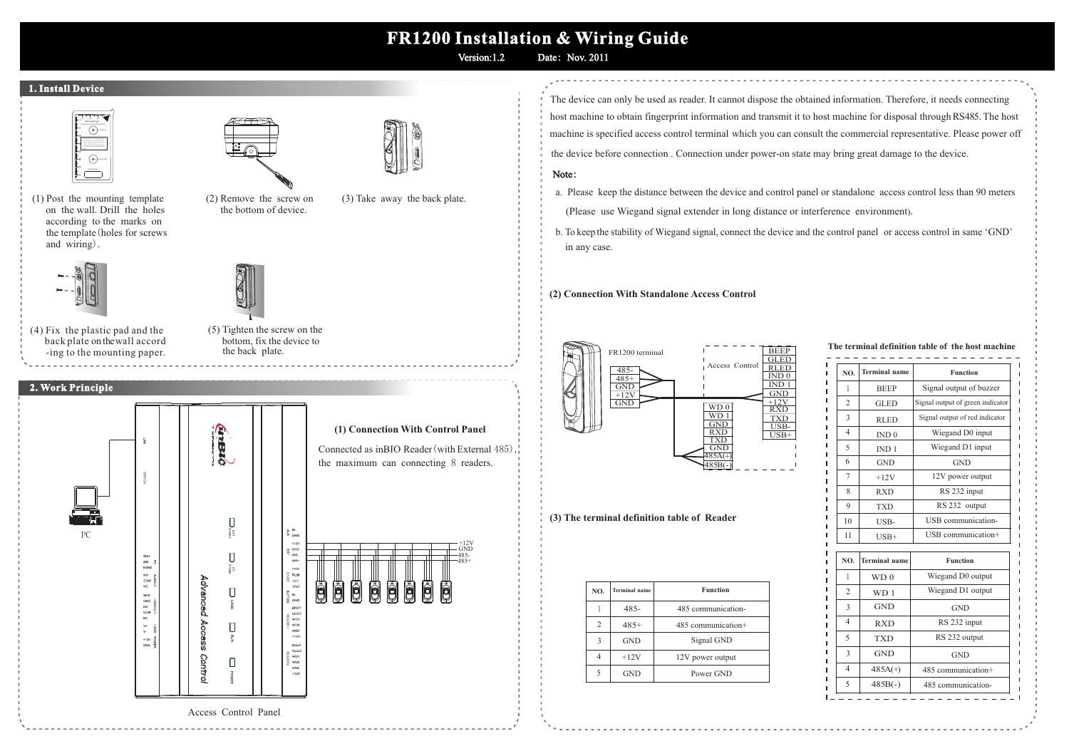# FR1200 Installation & Wiring Guide

Version:1.2 Date：Nov. 2011

## 1. Install Device

(1) Post the mounting template on the wall. Drill the holes according to the marks on the template（holes for screws and wiring）.

(2) Remove the screw on the bottom of device.

(3) Take away the back plate.

(4) Fix the plastic pad and the back plate on the wall according to the mounting paper.

(5) Tighten the screw on the bottom, fix the device to the back plate.

## 2. Work Principle

### (1) Connection With Control Panel

Connected as inBIO Reader（with External 485）, the maximum can connecting 8 readers.

PC

+12V
GND
485-
485+

Access Control Panel

The device can only be used as reader. It cannot dispose the obtained information. Therefore, it needs connecting host machine to obtain fingerprint information and transmit it to host machine for disposal through RS485. The host machine is specified access control terminal which you can consult the commercial representative. Please power off the device before connection . Connection under power-on state may bring great damage to the device.

**Note:**

a. Please keep the distance between the device and control panel or standalone access control less than 90 meters (Please use Wiegand signal extender in long distance or interference environment).

b. To keep the stability of Wiegand signal, connect the device and the control panel or access control in same 'GND' in any case.

### (2) Connection With Standalone Access Control

FR1200 terminal: 485-, 485+, GND, +12V, GND

Access Control: WD 0, WD 1, GND, RXD, TXD, GND, 485A(+), 485B(-); BEEP, GLED, RLED, IND 0, IND 1, GND, +12V, RXD, TXD, USB-, USB+

**The terminal definition table of the host machine**

| NO. | Terminal name | Function |
|---|---|---|
| 1 | BEEP | Signal output of buzzer |
| 2 | GLED | Signal output of green indicator |
| 3 | RLED | Signal output of red indicator |
| 4 | IND 0 | Wiegand D0 input |
| 5 | IND 1 | Wiegand D1 input |
| 6 | GND | GND |
| 7 | +12V | 12V power output |
| 8 | RXD | RS 232 input |
| 9 | TXD | RS 232 output |
| 10 | USB- | USB communication- |
| 11 | USB+ | USB communication+ |

| NO. | Terminal name | Function |
|---|---|---|
| 1 | WD 0 | Wiegand D0 output |
| 2 | WD 1 | Wiegand D1 output |
| 3 | GND | GND |
| 4 | RXD | RS 232 input |
| 5 | TXD | RS 232 output |
| 3 | GND | GND |
| 4 | 485A(+) | 485 communication+ |
| 5 | 485B(-) | 485 communication- |

### (3) The terminal definition table of Reader

| NO. | Terminal name | Function |
|---|---|---|
| 1 | 485- | 485 communication- |
| 2 | 485+ | 485 communication+ |
| 3 | GND | Signal GND |
| 4 | +12V | 12V power output |
| 5 | GND | Power GND |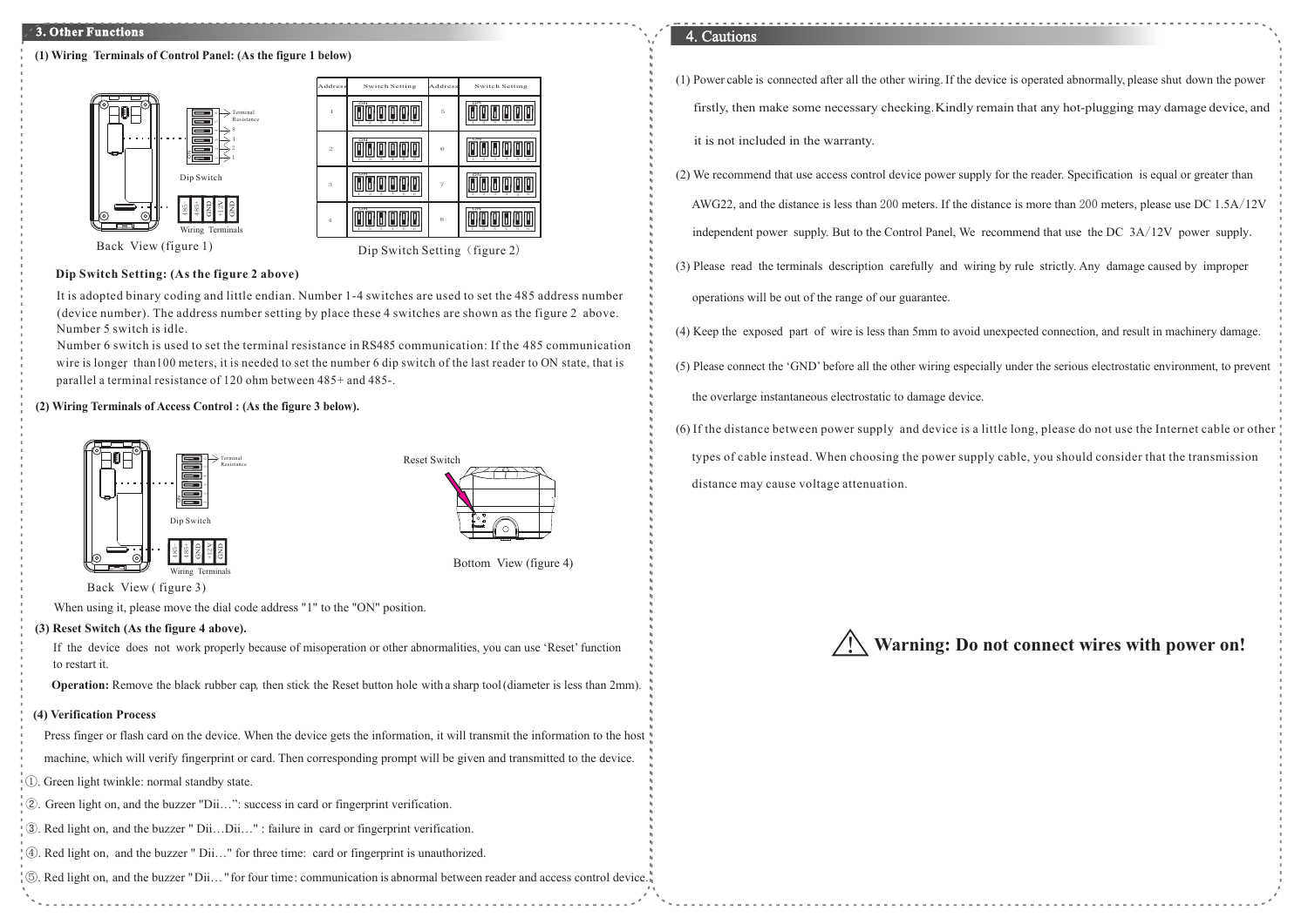## 3. Other Functions

**(1) Wiring Terminals of Control Panel: (As the figure 1 below)**

Terminal Resistance

8

4

2

1

Dip Switch

485- 485+ GND +12V GND

Wiring Terminals

Back View (figure 1)

| Address | Switch Setting | Address | Switch Setting |
|---|---|---|---|
| 1 | | 5 | |
| 2 | | 6 | |
| 3 | | 7 | |
| 4 | | 8 | |

Dip Switch Setting（figure 2）

**Dip Switch Setting: (As the figure 2 above)**

It is adopted binary coding and little endian. Number 1-4 switches are used to set the 485 address number (device number). The address number setting by place these 4 switches are shown as the figure 2 above. Number 5 switch is idle.

Number 6 switch is used to set the terminal resistance in RS485 communication: If the 485 communication wire is longer than100 meters, it is needed to set the number 6 dip switch of the last reader to ON state, that is parallel a terminal resistance of 120 ohm between 485+ and 485-.

**(2) Wiring Terminals of Access Control : (As the figure 3 below).**

Terminal Resistance

Dip Switch

485- 485+ GND +12V GND

Wiring Terminals

Back View ( figure 3)

Reset Switch

Bottom View (figure 4)

When using it, please move the dial code address "1" to the "ON" position.

**(3) Reset Switch (As the figure 4 above).**

If the device does not work properly because of misoperation or other abnormalities, you can use 'Reset' function to restart it.

**Operation:** Remove the black rubber cap, then stick the Reset button hole with a sharp tool (diameter is less than 2mm).

**(4) Verification Process**

Press finger or flash card on the device. When the device gets the information, it will transmit the information to the host machine, which will verify fingerprint or card. Then corresponding prompt will be given and transmitted to the device.

①. Green light twinkle: normal standby state.

②. Green light on, and the buzzer "Dii…": success in card or fingerprint verification.

③. Red light on, and the buzzer " Dii…Dii…" : failure in card or fingerprint verification.

④. Red light on, and the buzzer " Dii…" for three time: card or fingerprint is unauthorized.

⑤. Red light on, and the buzzer "Dii…" for four time: communication is abnormal between reader and access control device.

## 4. Cautions

(1) Power cable is connected after all the other wiring. If the device is operated abnormally, please shut down the power firstly, then make some necessary checking. Kindly remain that any hot-plugging may damage device, and it is not included in the warranty.

(2) We recommend that use access control device power supply for the reader. Specification is equal or greater than AWG22, and the distance is less than 200 meters. If the distance is more than 200 meters, please use DC 1.5A/12V independent power supply. But to the Control Panel, We recommend that use the DC 3A/12V power supply.

(3) Please read the terminals description carefully and wiring by rule strictly. Any damage caused by improper operations will be out of the range of our guarantee.

(4) Keep the exposed part of wire is less than 5mm to avoid unexpected connection, and result in machinery damage.

(5) Please connect the 'GND' before all the other wiring especially under the serious electrostatic environment, to prevent the overlarge instantaneous electrostatic to damage device.

(6) If the distance between power supply and device is a little long, please do not use the Internet cable or other types of cable instead. When choosing the power supply cable, you should consider that the transmission distance may cause voltage attenuation.

**Warning: Do not connect wires with power on!**